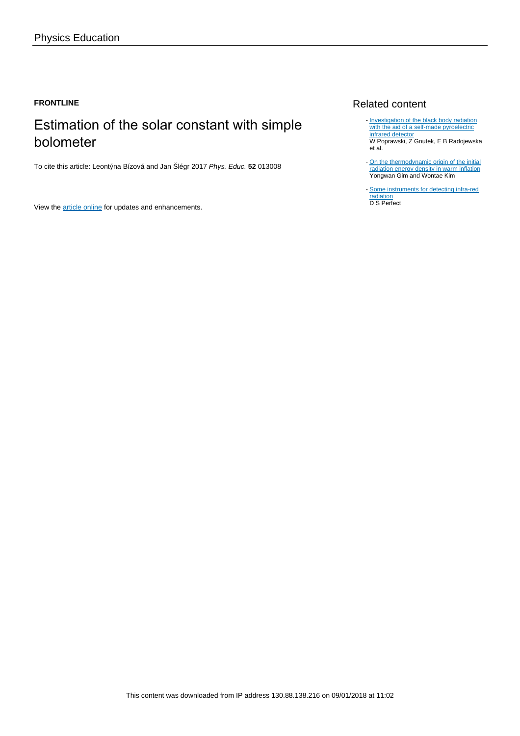Physics Education

**FRONTLINE**

# Estimation of the solar constant with simple bolometer

To cite this article: Leontýna Bízová and Jan Šlégr 2017 *Phys. Educ.* **52** 013008

View the article online for updates and enhancements.

## Related content

- Investigation of the black body radiation with the aid of a self-made pyroelectric infrared detector
  W Poprawski, Z Gnutek, E B Radojewska et al.
- On the thermodynamic origin of the initial radiation energy density in warm inflation
  Yongwan Gim and Wontae Kim
- Some instruments for detecting infra-red radiation
  D S Perfect

This content was downloaded from IP address 130.88.138.216 on 09/01/2018 at 11:02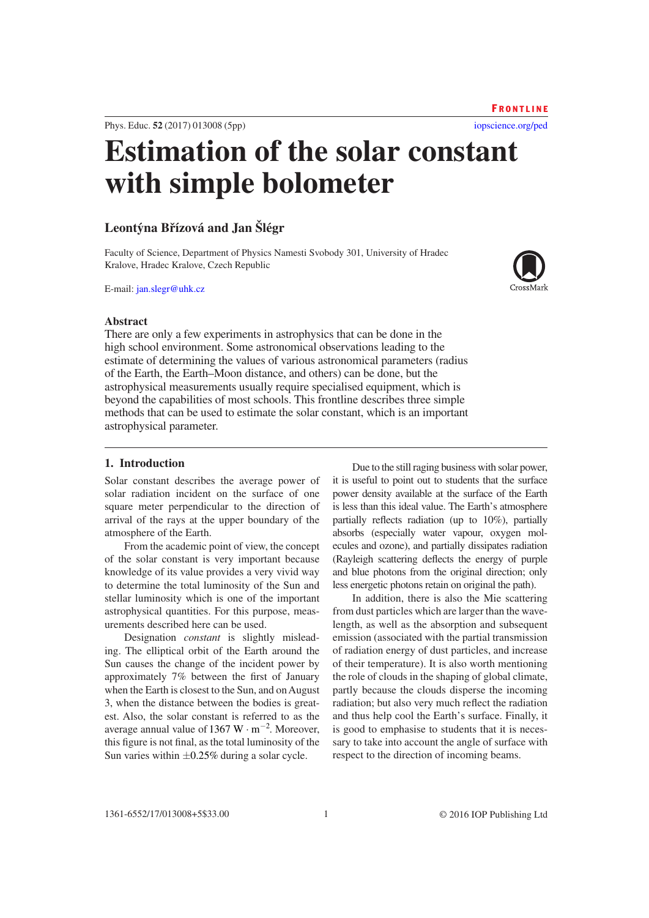FRONTLINE

# Estimation of the solar constant with simple bolometer

**Leontýna Břízová and Jan Šlégr**

Faculty of Science, Department of Physics Namesti Svobody 301, University of Hradec Kralove, Hradec Kralove, Czech Republic

E-mail: jan.slegr@uhk.cz

## Abstract

There are only a few experiments in astrophysics that can be done in the high school environment. Some astronomical observations leading to the estimate of determining the values of various astronomical parameters (radius of the Earth, the Earth–Moon distance, and others) can be done, but the astrophysical measurements usually require specialised equipment, which is beyond the capabilities of most schools. This frontline describes three simple methods that can be used to estimate the solar constant, which is an important astrophysical parameter.

## 1. Introduction

Solar constant describes the average power of solar radiation incident on the surface of one square meter perpendicular to the direction of arrival of the rays at the upper boundary of the atmosphere of the Earth.

From the academic point of view, the concept of the solar constant is very important because knowledge of its value provides a very vivid way to determine the total luminosity of the Sun and stellar luminosity which is one of the important astrophysical quantities. For this purpose, measurements described here can be used.

Designation *constant* is slightly misleading. The elliptical orbit of the Earth around the Sun causes the change of the incident power by approximately 7% between the first of January when the Earth is closest to the Sun, and on August 3, when the distance between the bodies is greatest. Also, the solar constant is referred to as the average annual value of 1367 $\mathrm{W \cdot m^{-2}}$. Moreover, this figure is not final, as the total luminosity of the Sun varies within $\pm 0.25\%$ during a solar cycle.

Due to the still raging business with solar power, it is useful to point out to students that the surface power density available at the surface of the Earth is less than this ideal value. The Earth's atmosphere partially reflects radiation (up to 10%), partially absorbs (especially water vapour, oxygen molecules and ozone), and partially dissipates radiation (Rayleigh scattering deflects the energy of purple and blue photons from the original direction; only less energetic photons retain on original the path).

In addition, there is also the Mie scattering from dust particles which are larger than the wavelength, as well as the absorption and subsequent emission (associated with the partial transmission of radiation energy of dust particles, and increase of their temperature). It is also worth mentioning the role of clouds in the shaping of global climate, partly because the clouds disperse the incoming radiation; but also very much reflect the radiation and thus help cool the Earth's surface. Finally, it is good to emphasise to students that it is necessary to take into account the angle of surface with respect to the direction of incoming beams.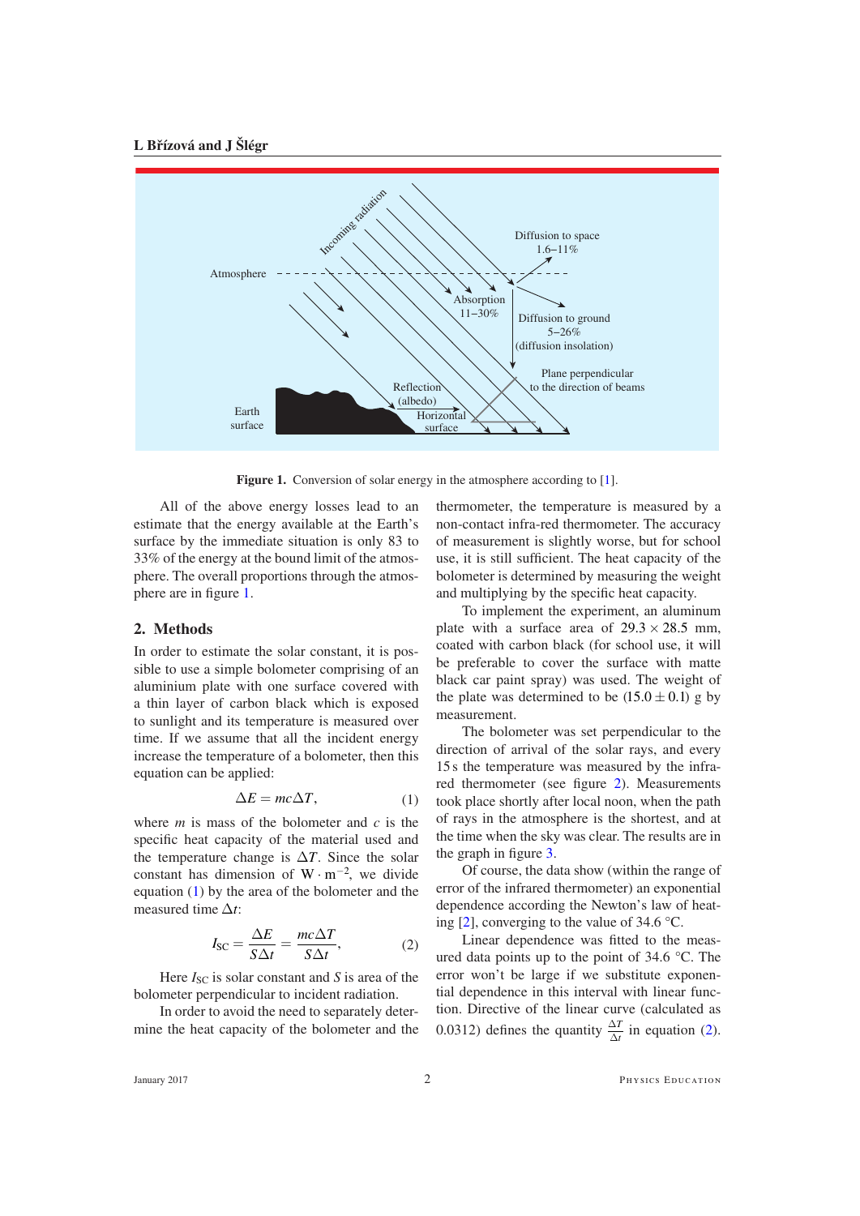**Figure 1.** Conversion of solar energy in the atmosphere according to [1].

All of the above energy losses lead to an estimate that the energy available at the Earth's surface by the immediate situation is only 83 to 33% of the energy at the bound limit of the atmosphere. The overall proportions through the atmosphere are in figure 1.

## 2. Methods

In order to estimate the solar constant, it is possible to use a simple bolometer comprising of an aluminium plate with one surface covered with a thin layer of carbon black which is exposed to sunlight and its temperature is measured over time. If we assume that all the incident energy increase the temperature of a bolometer, then this equation can be applied:

$$\Delta E = mc\Delta T, \tag{1}$$

where $m$ is mass of the bolometer and $c$ is the specific heat capacity of the material used and the temperature change is $\Delta T$. Since the solar constant has dimension of $\mathrm{W \cdot m^{-2}}$, we divide equation (1) by the area of the bolometer and the measured time $\Delta t$:

$$I_{\mathrm{SC}} = \frac{\Delta E}{S\Delta t} = \frac{mc\Delta T}{S\Delta t}, \tag{2}$$

Here $I_{\mathrm{SC}}$ is solar constant and $S$ is area of the bolometer perpendicular to incident radiation.

In order to avoid the need to separately determine the heat capacity of the bolometer and the thermometer, the temperature is measured by a non-contact infra-red thermometer. The accuracy of measurement is slightly worse, but for school use, it is still sufficient. The heat capacity of the bolometer is determined by measuring the weight and multiplying by the specific heat capacity.

To implement the experiment, an aluminum plate with a surface area of $29.3 \times 28.5$ mm, coated with carbon black (for school use, it will be preferable to cover the surface with matte black car paint spray) was used. The weight of the plate was determined to be $(15.0 \pm 0.1)$ g by measurement.

The bolometer was set perpendicular to the direction of arrival of the solar rays, and every 15 s the temperature was measured by the infra-red thermometer (see figure 2). Measurements took place shortly after local noon, when the path of rays in the atmosphere is the shortest, and at the time when the sky was clear. The results are in the graph in figure 3.

Of course, the data show (within the range of error of the infrared thermometer) an exponential dependence according the Newton's law of heating [2], converging to the value of 34.6 °C.

Linear dependence was fitted to the measured data points up to the point of 34.6 °C. The error won't be large if we substitute exponential dependence in this interval with linear function. Directive of the linear curve (calculated as 0.0312) defines the quantity $\frac{\Delta T}{\Delta t}$ in equation (2).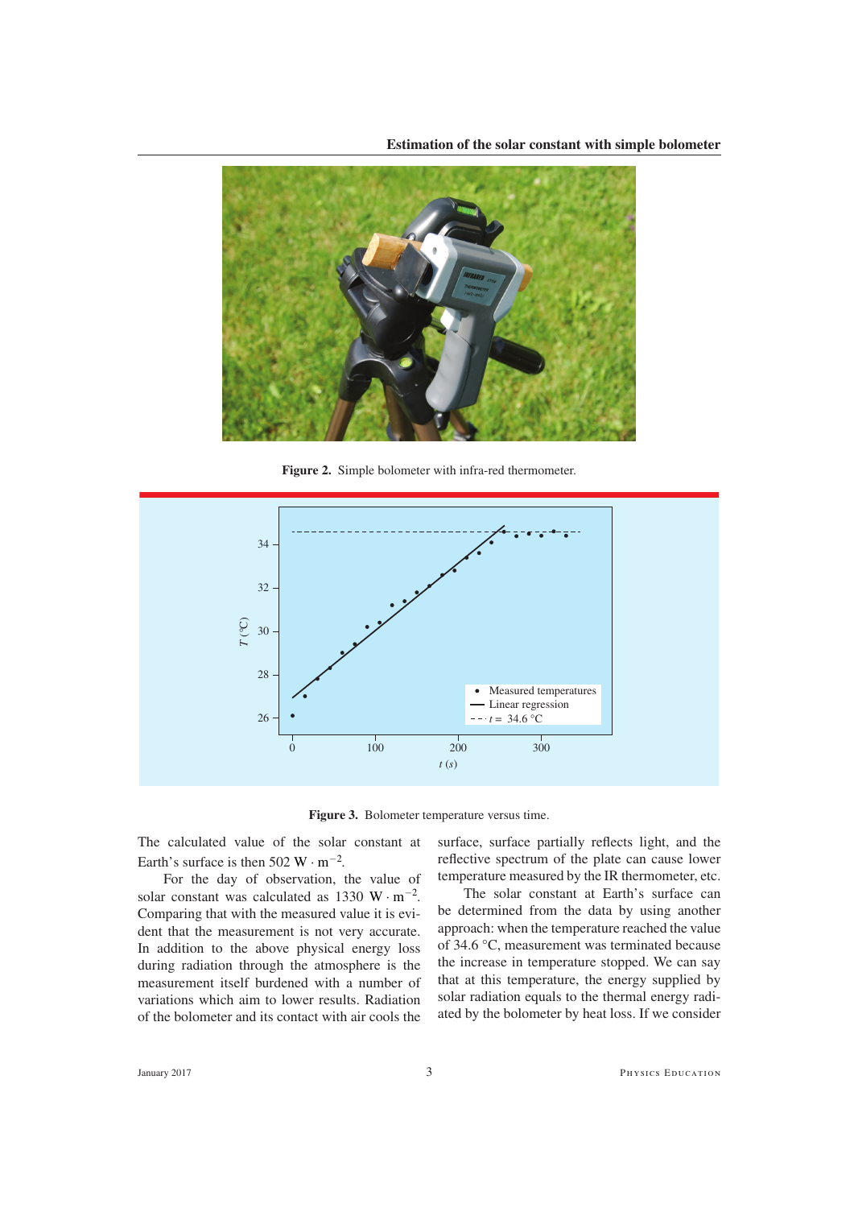Figure 2. Simple bolometer with infra-red thermometer.

Figure 3. Bolometer temperature versus time.

The calculated value of the solar constant at Earth's surface is then 502 $W \cdot m^{-2}$.

For the day of observation, the value of solar constant was calculated as 1330 $W \cdot m^{-2}$. Comparing that with the measured value it is evident that the measurement is not very accurate. In addition to the above physical energy loss during radiation through the atmosphere is the measurement itself burdened with a number of variations which aim to lower results. Radiation of the bolometer and its contact with air cools the surface, surface partially reflects light, and the reflective spectrum of the plate can cause lower temperature measured by the IR thermometer, etc.

The solar constant at Earth's surface can be determined from the data by using another approach: when the temperature reached the value of 34.6 °C, measurement was terminated because the increase in temperature stopped. We can say that at this temperature, the energy supplied by solar radiation equals to the thermal energy radiated by the bolometer by heat loss. If we consider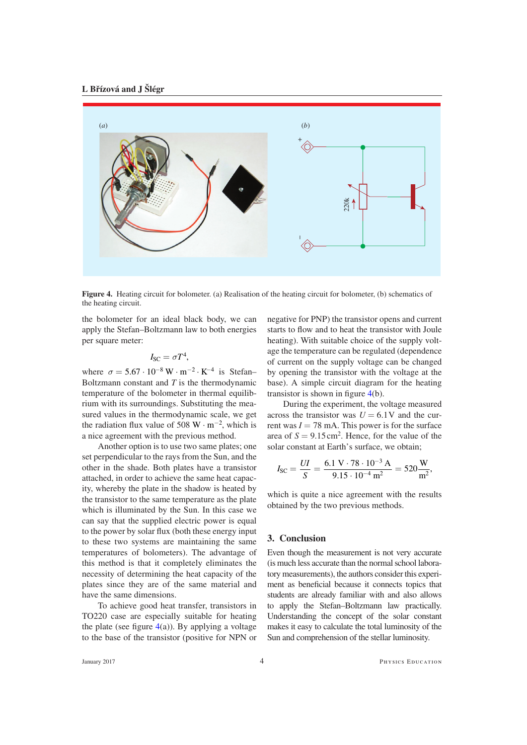**Figure 4.** Heating circuit for bolometer. (a) Realisation of the heating circuit for bolometer, (b) schematics of the heating circuit.

the bolometer for an ideal black body, we can apply the Stefan–Boltzmann law to both energies per square meter:

$$I_{SC} = \sigma T^4,$$

where $\sigma = 5.67 \cdot 10^{-8}\ \mathrm{W \cdot m^{-2} \cdot K^{-4}}$ is Stefan–Boltzmann constant and $T$ is the thermodynamic temperature of the bolometer in thermal equilibrium with its surroundings. Substituting the measured values in the thermodynamic scale, we get the radiation flux value of $508\ \mathrm{W \cdot m^{-2}}$, which is a nice agreement with the previous method.

Another option is to use two same plates; one set perpendicular to the rays from the Sun, and the other in the shade. Both plates have a transistor attached, in order to achieve the same heat capacity, whereby the plate in the shadow is heated by the transistor to the same temperature as the plate which is illuminated by the Sun. In this case we can say that the supplied electric power is equal to the power by solar flux (both these energy input to these two systems are maintaining the same temperatures of bolometers). The advantage of this method is that it completely eliminates the necessity of determining the heat capacity of the plates since they are of the same material and have the same dimensions.

To achieve good heat transfer, transistors in TO220 case are especially suitable for heating the plate (see figure 4(a)). By applying a voltage to the base of the transistor (positive for NPN or negative for PNP) the transistor opens and current starts to flow and to heat the transistor with Joule heating). With suitable choice of the supply voltage the temperature can be regulated (dependence of current on the supply voltage can be changed by opening the transistor with the voltage at the base). A simple circuit diagram for the heating transistor is shown in figure 4(b).

During the experiment, the voltage measured across the transistor was $U = 6.1\,\mathrm{V}$ and the current was $I = 78\ \mathrm{mA}$. This power is for the surface area of $S = 9.15\,\mathrm{cm^2}$. Hence, for the value of the solar constant at Earth's surface, we obtain;

$$I_{SC} = \frac{UI}{S} = \frac{6.1\ \mathrm{V} \cdot 78 \cdot 10^{-3}\ \mathrm{A}}{9.15 \cdot 10^{-4}\ \mathrm{m^2}} = 520 \frac{\mathrm{W}}{\mathrm{m^2}},$$

which is quite a nice agreement with the results obtained by the two previous methods.

## 3. Conclusion

Even though the measurement is not very accurate (is much less accurate than the normal school laboratory measurements), the authors consider this experiment as beneficial because it connects topics that students are already familiar with and also allows to apply the Stefan–Boltzmann law practically. Understanding the concept of the solar constant makes it easy to calculate the total luminosity of the Sun and comprehension of the stellar luminosity.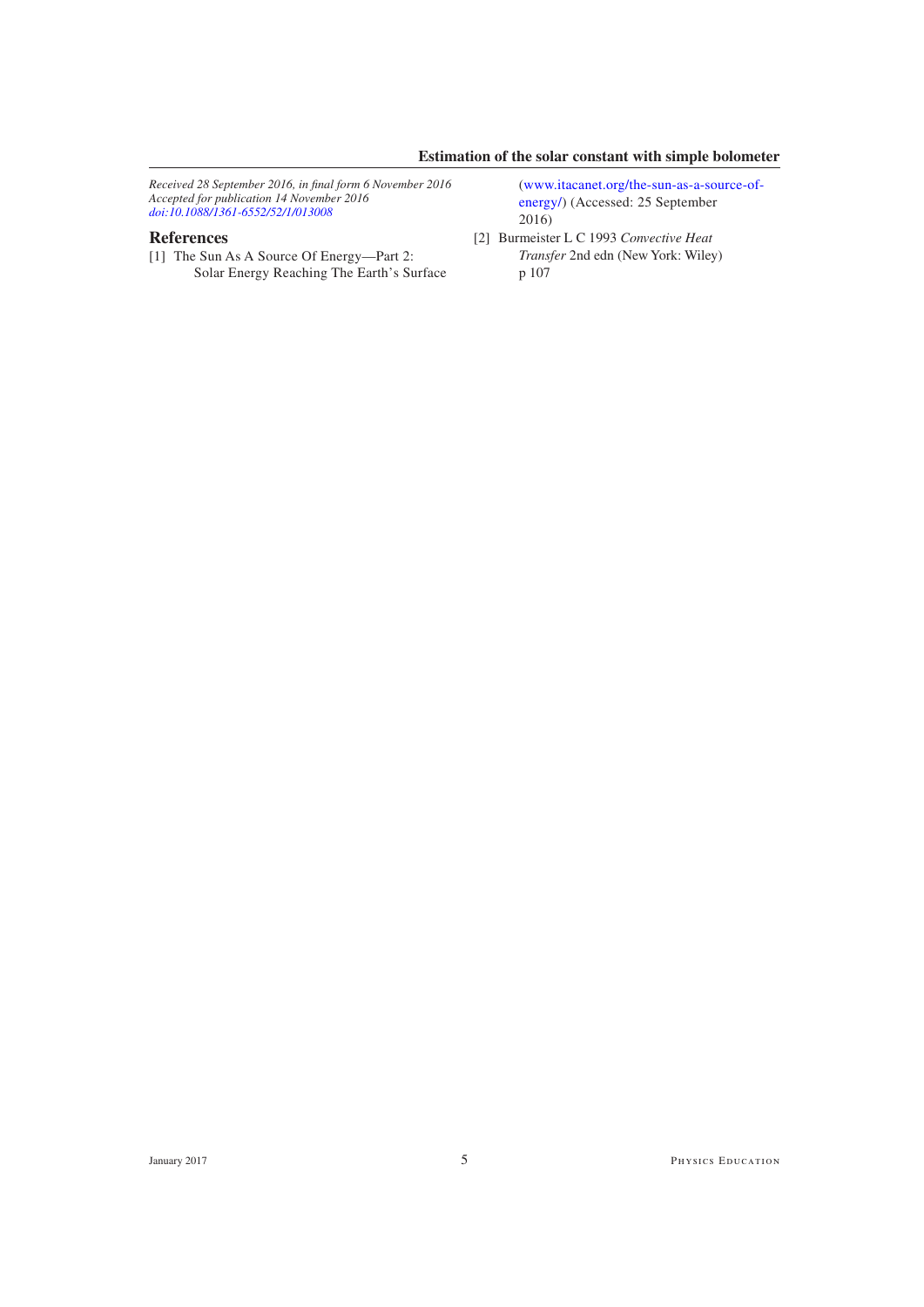*Received 28 September 2016, in final form 6 November 2016*
*Accepted for publication 14 November 2016*
*doi:10.1088/1361-6552/52/1/013008*

## References

[1] The Sun As A Source Of Energy—Part 2: Solar Energy Reaching The Earth's Surface (www.itacanet.org/the-sun-as-a-source-of-energy/) (Accessed: 25 September 2016)

[2] Burmeister L C 1993 *Convective Heat Transfer* 2nd edn (New York: Wiley) p 107